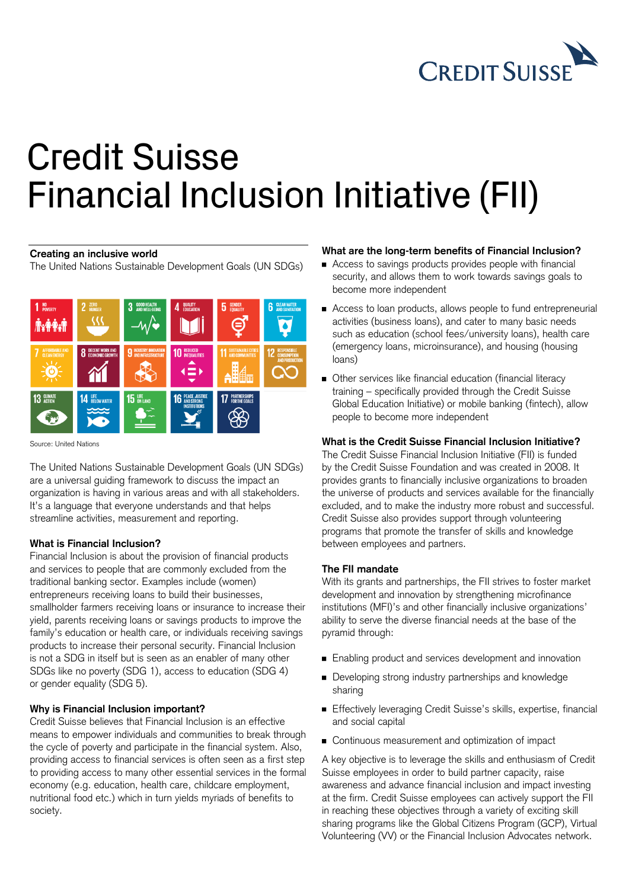# Credit Suisse Financial Inclusion Initiative (FII)

**Creating an inclusive world**

The United Nations Sustainable Development Goals (UN SDGs)

Source: United Nations

The United Nations Sustainable Development Goals (UN SDGs) are a universal guiding framework to discuss the impact an organization is having in various areas and with all stakeholders. It's a language that everyone understands and that helps streamline activities, measurement and reporting.

**What is Financial Inclusion?**

Financial Inclusion is about the provision of financial products and services to people that are commonly excluded from the traditional banking sector. Examples include (women) entrepreneurs receiving loans to build their businesses, smallholder farmers receiving loans or insurance to increase their yield, parents receiving loans or savings products to improve the family's education or health care, or individuals receiving savings products to increase their personal security. Financial Inclusion is not a SDG in itself but is seen as an enabler of many other SDGs like no poverty (SDG 1), access to education (SDG 4) or gender equality (SDG 5).

**Why is Financial Inclusion important?**

Credit Suisse believes that Financial Inclusion is an effective means to empower individuals and communities to break through the cycle of poverty and participate in the financial system. Also, providing access to financial services is often seen as a first step to providing access to many other essential services in the formal economy (e.g. education, health care, childcare employment, nutritional food etc.) which in turn yields myriads of benefits to society.

**What are the long-term benefits of Financial Inclusion?**

- Access to savings products provides people with financial security, and allows them to work towards savings goals to become more independent
- Access to loan products, allows people to fund entrepreneurial activities (business loans), and cater to many basic needs such as education (school fees/university loans), health care (emergency loans, microinsurance), and housing (housing loans)
- Other services like financial education (financial literacy training – specifically provided through the Credit Suisse Global Education Initiative) or mobile banking (fintech), allow people to become more independent

**What is the Credit Suisse Financial Inclusion Initiative?**

The Credit Suisse Financial Inclusion Initiative (FII) is funded by the Credit Suisse Foundation and was created in 2008. It provides grants to financially inclusive organizations to broaden the universe of products and services available for the financially excluded, and to make the industry more robust and successful. Credit Suisse also provides support through volunteering programs that promote the transfer of skills and knowledge between employees and partners.

**The FII mandate**

With its grants and partnerships, the FII strives to foster market development and innovation by strengthening microfinance institutions (MFI)'s and other financially inclusive organizations' ability to serve the diverse financial needs at the base of the pyramid through:

- Enabling product and services development and innovation
- Developing strong industry partnerships and knowledge sharing
- Effectively leveraging Credit Suisse's skills, expertise, financial and social capital
- Continuous measurement and optimization of impact

A key objective is to leverage the skills and enthusiasm of Credit Suisse employees in order to build partner capacity, raise awareness and advance financial inclusion and impact investing at the firm. Credit Suisse employees can actively support the FII in reaching these objectives through a variety of exciting skill sharing programs like the Global Citizens Program (GCP), Virtual Volunteering (VV) or the Financial Inclusion Advocates network.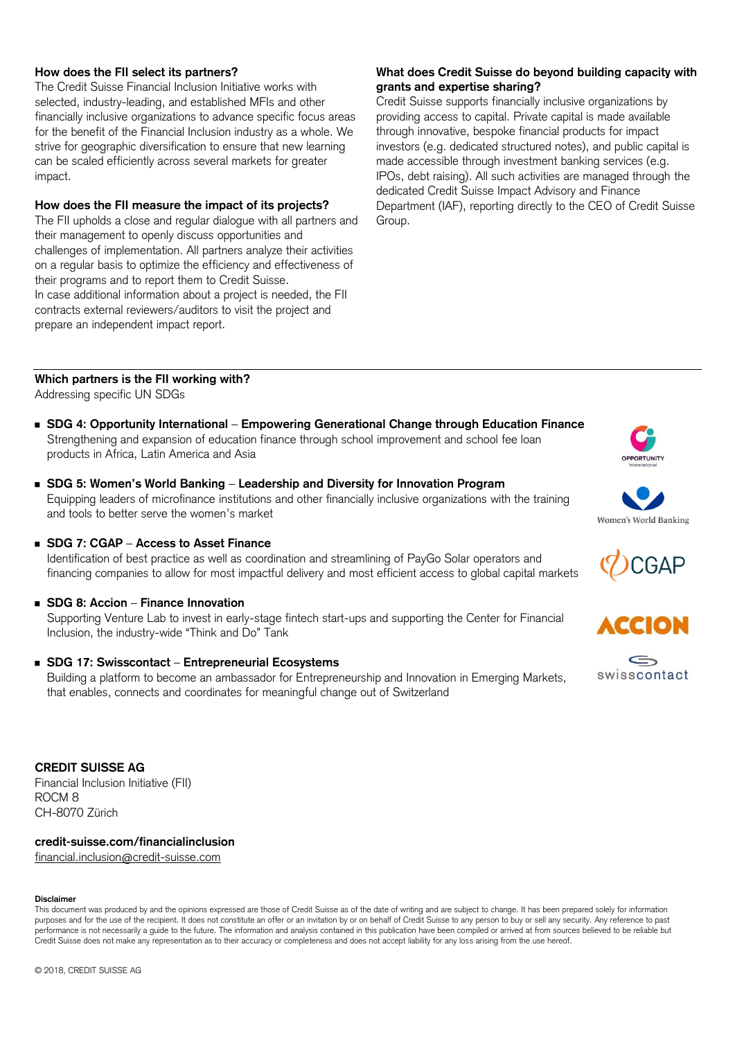### How does the FII select its partners?

The Credit Suisse Financial Inclusion Initiative works with selected, industry-leading, and established MFIs and other financially inclusive organizations to advance specific focus areas for the benefit of the Financial Inclusion industry as a whole. We strive for geographic diversification to ensure that new learning can be scaled efficiently across several markets for greater impact.

### How does the FII measure the impact of its projects?

The FII upholds a close and regular dialogue with all partners and their management to openly discuss opportunities and challenges of implementation. All partners analyze their activities on a regular basis to optimize the efficiency and effectiveness of their programs and to report them to Credit Suisse.
In case additional information about a project is needed, the FII contracts external reviewers/auditors to visit the project and prepare an independent impact report.

### What does Credit Suisse do beyond building capacity with grants and expertise sharing?

Credit Suisse supports financially inclusive organizations by providing access to capital. Private capital is made available through innovative, bespoke financial products for impact investors (e.g. dedicated structured notes), and public capital is made accessible through investment banking services (e.g. IPOs, debt raising). All such activities are managed through the dedicated Credit Suisse Impact Advisory and Finance Department (IAF), reporting directly to the CEO of Credit Suisse Group.

### Which partners is the FII working with?

Addressing specific UN SDGs

- **SDG 4: Opportunity International – Empowering Generational Change through Education Finance**
  Strengthening and expansion of education finance through school improvement and school fee loan products in Africa, Latin America and Asia
- **SDG 5: Women's World Banking – Leadership and Diversity for Innovation Program**
  Equipping leaders of microfinance institutions and other financially inclusive organizations with the training and tools to better serve the women's market
- **SDG 7: CGAP – Access to Asset Finance**
  Identification of best practice as well as coordination and streamlining of PayGo Solar operators and financing companies to allow for most impactful delivery and most efficient access to global capital markets
- **SDG 8: Accion – Finance Innovation**
  Supporting Venture Lab to invest in early-stage fintech start-ups and supporting the Center for Financial Inclusion, the industry-wide "Think and Do" Tank
- **SDG 17: Swisscontact – Entrepreneurial Ecosystems**
  Building a platform to become an ambassador for Entrepreneurship and Innovation in Emerging Markets, that enables, connects and coordinates for meaningful change out of Switzerland

**CREDIT SUISSE AG**
Financial Inclusion Initiative (FII)
ROCM 8
CH-8070 Zürich

**credit-suisse.com/financialinclusion**
financial.inclusion@credit-suisse.com

**Disclaimer**
This document was produced by and the opinions expressed are those of Credit Suisse as of the date of writing and are subject to change. It has been prepared solely for information purposes and for the use of the recipient. It does not constitute an offer or an invitation by or on behalf of Credit Suisse to any person to buy or sell any security. Any reference to past performance is not necessarily a guide to the future. The information and analysis contained in this publication have been compiled or arrived at from sources believed to be reliable but Credit Suisse does not make any representation as to their accuracy or completeness and does not accept liability for any loss arising from the use hereof.

© 2018, CREDIT SUISSE AG